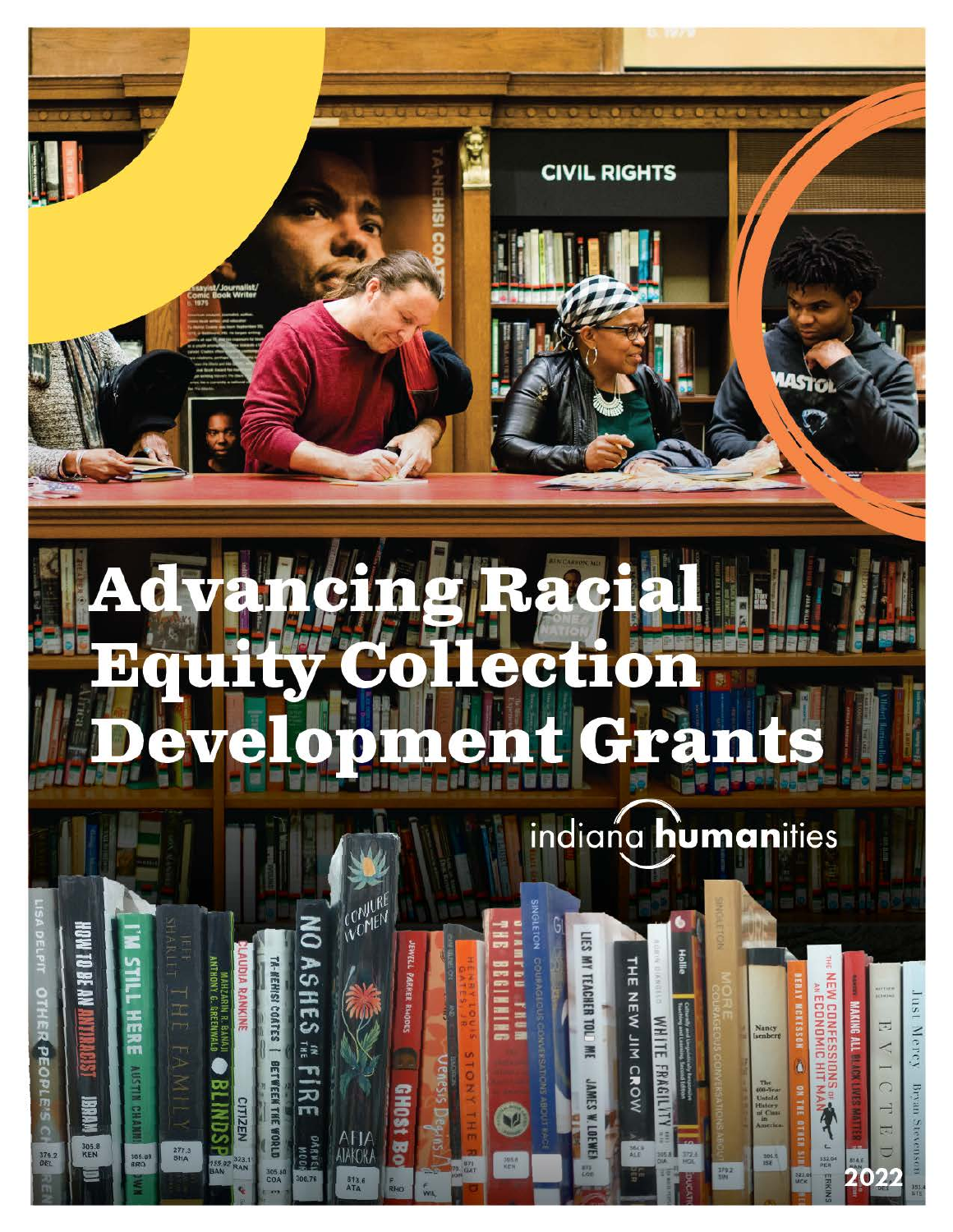# Advancing Racial Equity Collection Development Grants

indiana humanities

2022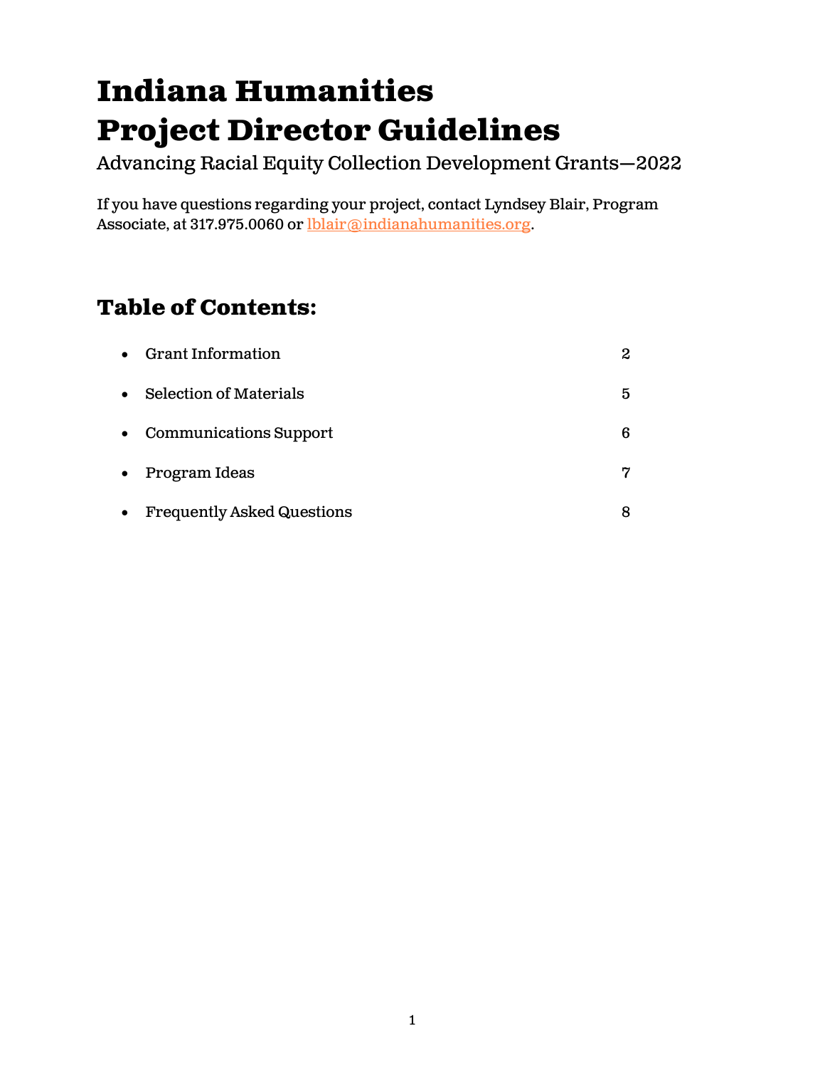# Indiana Humanities
# Project Director Guidelines

Advancing Racial Equity Collection Development Grants—2022

If you have questions regarding your project, contact Lyndsey Blair, Program Associate, at 317.975.0060 or lblair@indianahumanities.org.

## Table of Contents:

- Grant Information 2
- Selection of Materials 5
- Communications Support 6
- Program Ideas 7
- Frequently Asked Questions 8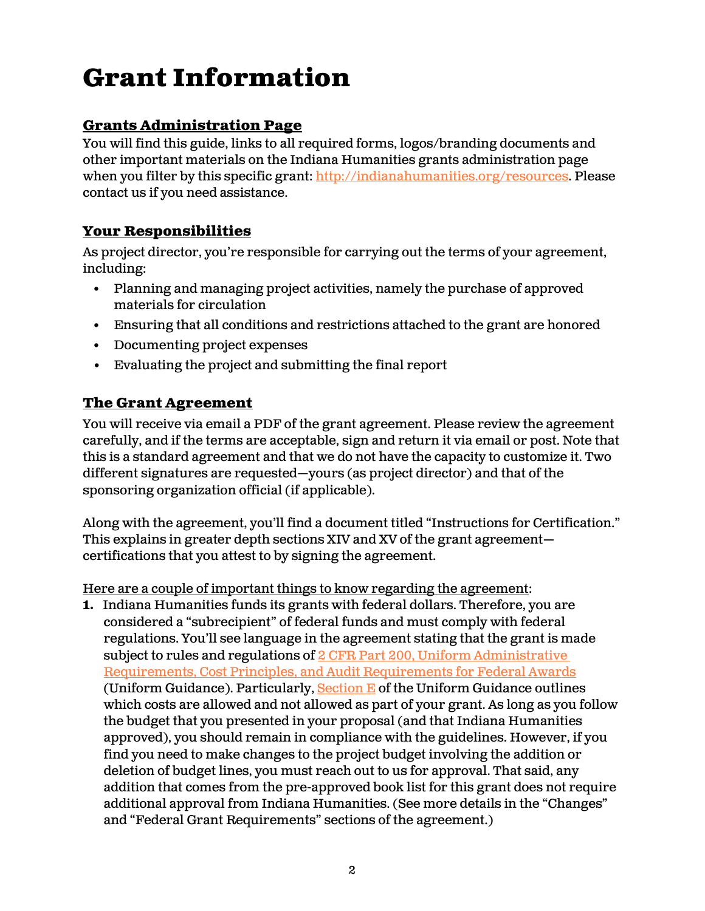# Grant Information

## Grants Administration Page

You will find this guide, links to all required forms, logos/branding documents and other important materials on the Indiana Humanities grants administration page when you filter by this specific grant: http://indianahumanities.org/resources. Please contact us if you need assistance.

## Your Responsibilities

As project director, you're responsible for carrying out the terms of your agreement, including:

- Planning and managing project activities, namely the purchase of approved materials for circulation
- Ensuring that all conditions and restrictions attached to the grant are honored
- Documenting project expenses
- Evaluating the project and submitting the final report

## The Grant Agreement

You will receive via email a PDF of the grant agreement. Please review the agreement carefully, and if the terms are acceptable, sign and return it via email or post. Note that this is a standard agreement and that we do not have the capacity to customize it. Two different signatures are requested—yours (as project director) and that of the sponsoring organization official (if applicable).

Along with the agreement, you'll find a document titled "Instructions for Certification." This explains in greater depth sections XIV and XV of the grant agreement—certifications that you attest to by signing the agreement.

Here are a couple of important things to know regarding the agreement:

1. Indiana Humanities funds its grants with federal dollars. Therefore, you are considered a "subrecipient" of federal funds and must comply with federal regulations. You'll see language in the agreement stating that the grant is made subject to rules and regulations of 2 CFR Part 200, Uniform Administrative Requirements, Cost Principles, and Audit Requirements for Federal Awards (Uniform Guidance). Particularly, Section E of the Uniform Guidance outlines which costs are allowed and not allowed as part of your grant. As long as you follow the budget that you presented in your proposal (and that Indiana Humanities approved), you should remain in compliance with the guidelines. However, if you find you need to make changes to the project budget involving the addition or deletion of budget lines, you must reach out to us for approval. That said, any addition that comes from the pre-approved book list for this grant does not require additional approval from Indiana Humanities. (See more details in the "Changes" and "Federal Grant Requirements" sections of the agreement.)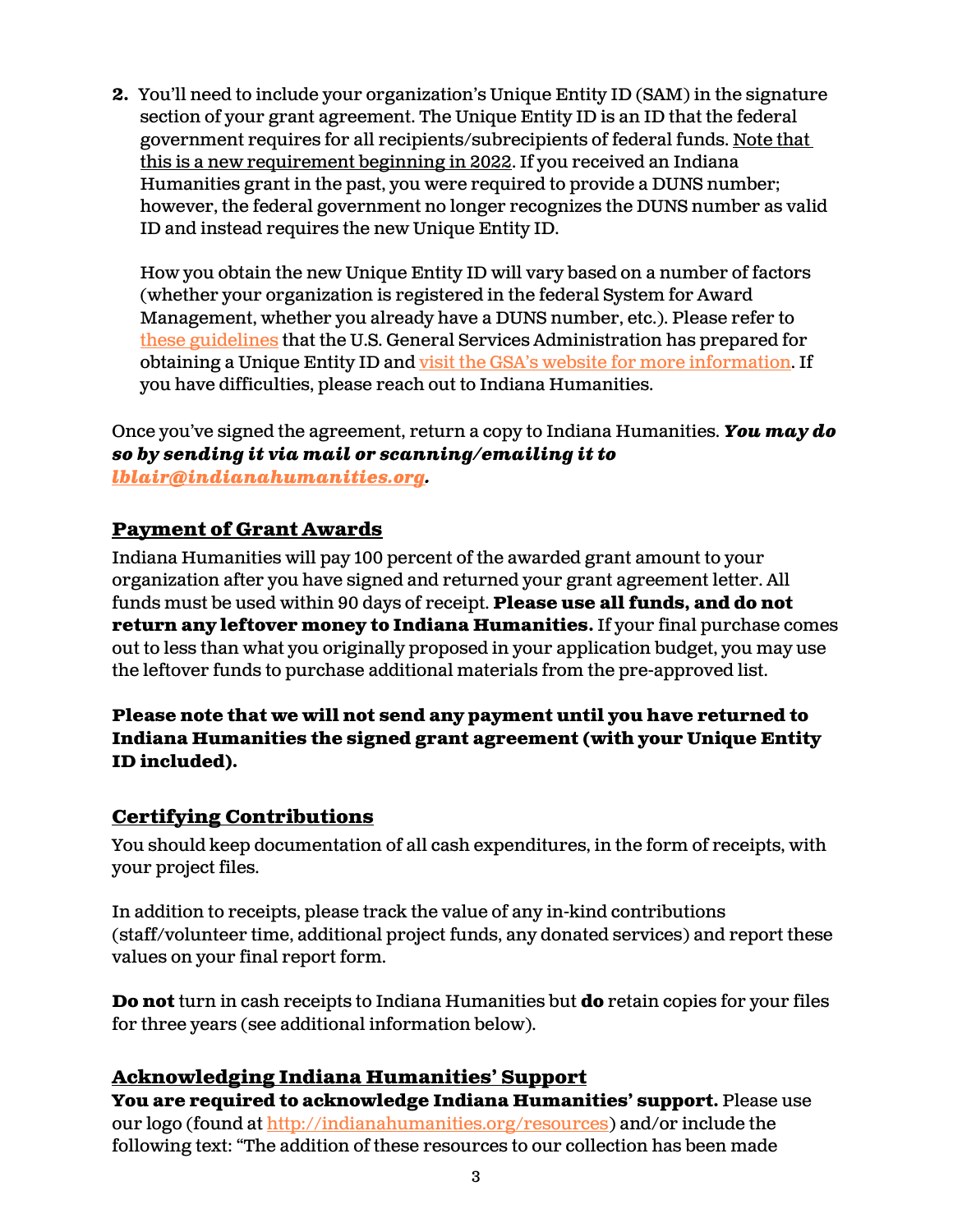2. You'll need to include your organization's Unique Entity ID (SAM) in the signature section of your grant agreement. The Unique Entity ID is an ID that the federal government requires for all recipients/subrecipients of federal funds. Note that this is a new requirement beginning in 2022. If you received an Indiana Humanities grant in the past, you were required to provide a DUNS number; however, the federal government no longer recognizes the DUNS number as valid ID and instead requires the new Unique Entity ID.

   How you obtain the new Unique Entity ID will vary based on a number of factors (whether your organization is registered in the federal System for Award Management, whether you already have a DUNS number, etc.). Please refer to these guidelines that the U.S. General Services Administration has prepared for obtaining a Unique Entity ID and visit the GSA's website for more information. If you have difficulties, please reach out to Indiana Humanities.

Once you've signed the agreement, return a copy to Indiana Humanities. ***You may do so by sending it via mail or scanning/emailing it to lblair@indianahumanities.org.***

## Payment of Grant Awards

Indiana Humanities will pay 100 percent of the awarded grant amount to your organization after you have signed and returned your grant agreement letter. All funds must be used within 90 days of receipt. **Please use all funds, and do not return any leftover money to Indiana Humanities.** If your final purchase comes out to less than what you originally proposed in your application budget, you may use the leftover funds to purchase additional materials from the pre-approved list.

**Please note that we will not send any payment until you have returned to Indiana Humanities the signed grant agreement (with your Unique Entity ID included).**

## Certifying Contributions

You should keep documentation of all cash expenditures, in the form of receipts, with your project files.

In addition to receipts, please track the value of any in-kind contributions (staff/volunteer time, additional project funds, any donated services) and report these values on your final report form.

**Do not** turn in cash receipts to Indiana Humanities but **do** retain copies for your files for three years (see additional information below).

## Acknowledging Indiana Humanities' Support

**You are required to acknowledge Indiana Humanities' support.** Please use our logo (found at http://indianahumanities.org/resources) and/or include the following text: "The addition of these resources to our collection has been made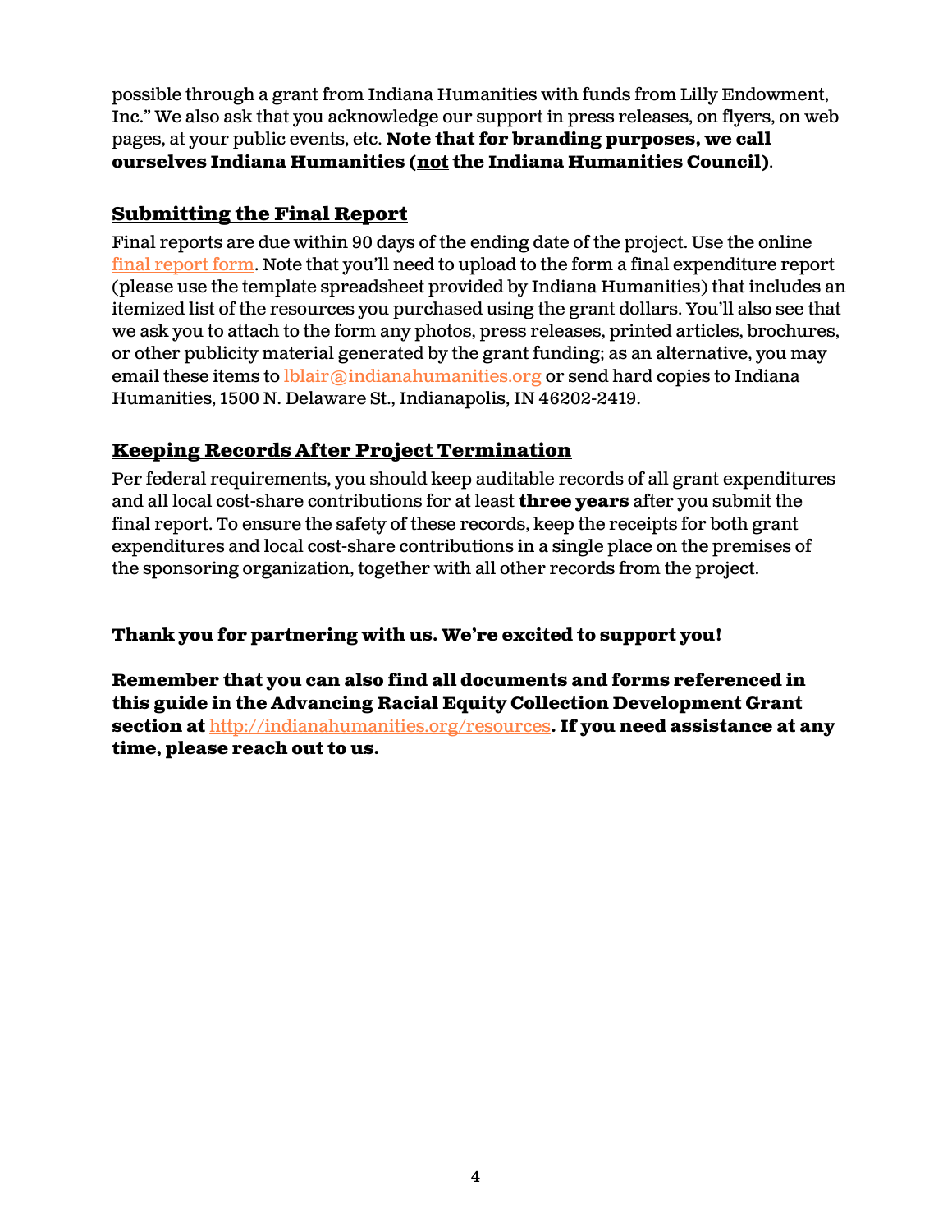possible through a grant from Indiana Humanities with funds from Lilly Endowment, Inc." We also ask that you acknowledge our support in press releases, on flyers, on web pages, at your public events, etc. **Note that for branding purposes, we call ourselves Indiana Humanities (not the Indiana Humanities Council)**.

## Submitting the Final Report

Final reports are due within 90 days of the ending date of the project. Use the online [final report form](). Note that you'll need to upload to the form a final expenditure report (please use the template spreadsheet provided by Indiana Humanities) that includes an itemized list of the resources you purchased using the grant dollars. You'll also see that we ask you to attach to the form any photos, press releases, printed articles, brochures, or other publicity material generated by the grant funding; as an alternative, you may email these items to [lblair@indianahumanities.org](mailto:lblair@indianahumanities.org) or send hard copies to Indiana Humanities, 1500 N. Delaware St., Indianapolis, IN 46202-2419.

## Keeping Records After Project Termination

Per federal requirements, you should keep auditable records of all grant expenditures and all local cost-share contributions for at least **three years** after you submit the final report. To ensure the safety of these records, keep the receipts for both grant expenditures and local cost-share contributions in a single place on the premises of the sponsoring organization, together with all other records from the project.

**Thank you for partnering with us. We're excited to support you!**

**Remember that you can also find all documents and forms referenced in this guide in the Advancing Racial Equity Collection Development Grant section at [http://indianahumanities.org/resources](http://indianahumanities.org/resources). If you need assistance at any time, please reach out to us.**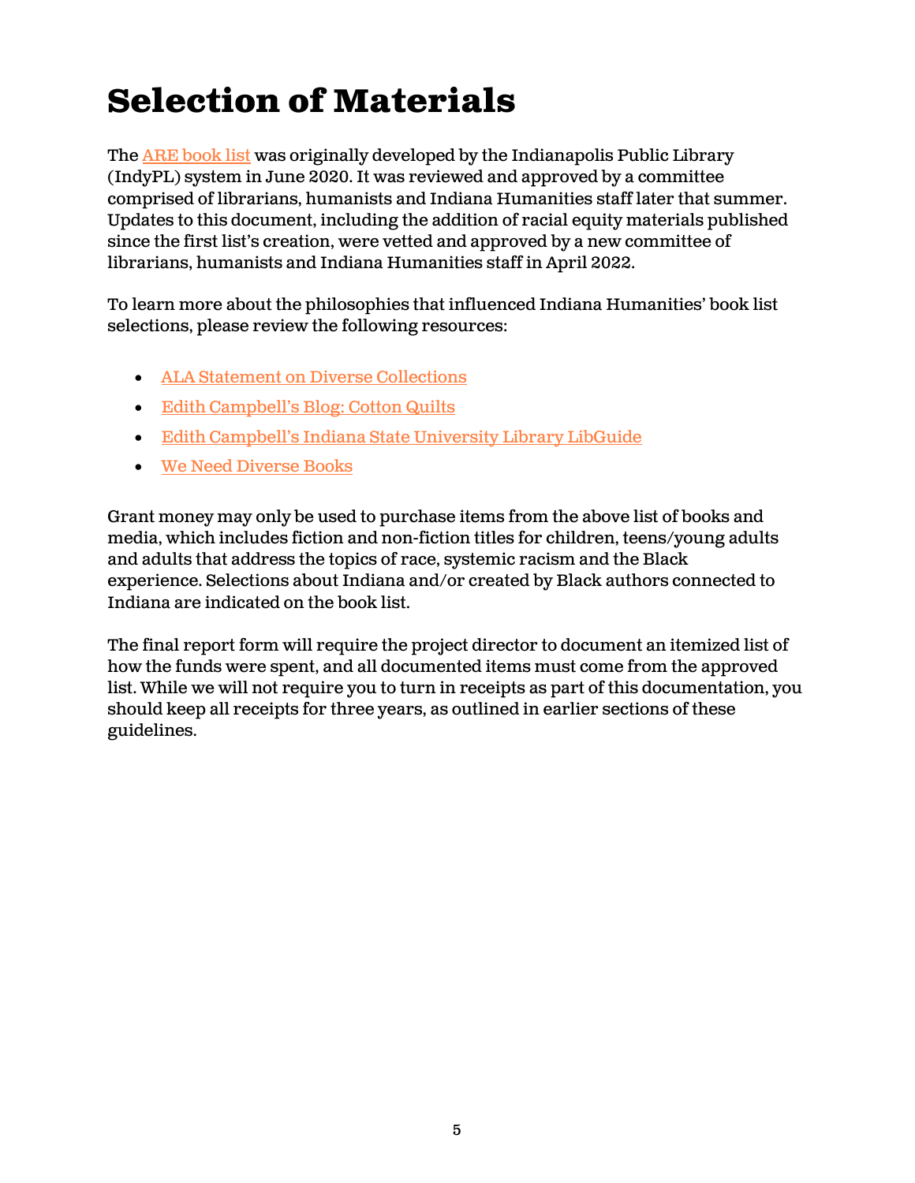# Selection of Materials

The ARE book list was originally developed by the Indianapolis Public Library (IndyPL) system in June 2020. It was reviewed and approved by a committee comprised of librarians, humanists and Indiana Humanities staff later that summer. Updates to this document, including the addition of racial equity materials published since the first list's creation, were vetted and approved by a new committee of librarians, humanists and Indiana Humanities staff in April 2022.

To learn more about the philosophies that influenced Indiana Humanities' book list selections, please review the following resources:

- ALA Statement on Diverse Collections
- Edith Campbell's Blog: Cotton Quilts
- Edith Campbell's Indiana State University Library LibGuide
- We Need Diverse Books

Grant money may only be used to purchase items from the above list of books and media, which includes fiction and non-fiction titles for children, teens/young adults and adults that address the topics of race, systemic racism and the Black experience. Selections about Indiana and/or created by Black authors connected to Indiana are indicated on the book list.

The final report form will require the project director to document an itemized list of how the funds were spent, and all documented items must come from the approved list. While we will not require you to turn in receipts as part of this documentation, you should keep all receipts for three years, as outlined in earlier sections of these guidelines.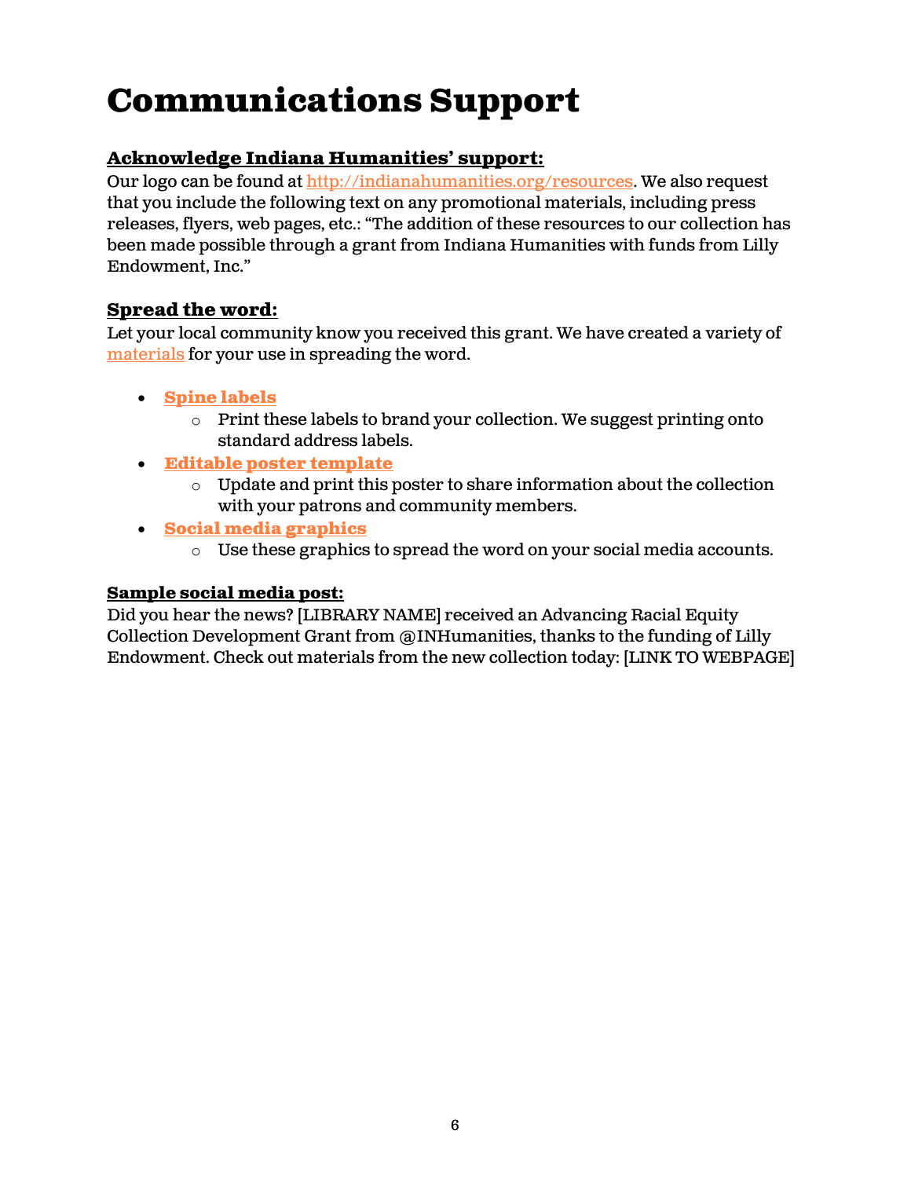# Communications Support

**Acknowledge Indiana Humanities' support:**

Our logo can be found at http://indianahumanities.org/resources. We also request that you include the following text on any promotional materials, including press releases, flyers, web pages, etc.: "The addition of these resources to our collection has been made possible through a grant from Indiana Humanities with funds from Lilly Endowment, Inc."

**Spread the word:**

Let your local community know you received this grant. We have created a variety of materials for your use in spreading the word.

- **Spine labels**
  - Print these labels to brand your collection. We suggest printing onto standard address labels.
- **Editable poster template**
  - Update and print this poster to share information about the collection with your patrons and community members.
- **Social media graphics**
  - Use these graphics to spread the word on your social media accounts.

**Sample social media post:**

Did you hear the news? [LIBRARY NAME] received an Advancing Racial Equity Collection Development Grant from @INHumanities, thanks to the funding of Lilly Endowment. Check out materials from the new collection today: [LINK TO WEBPAGE]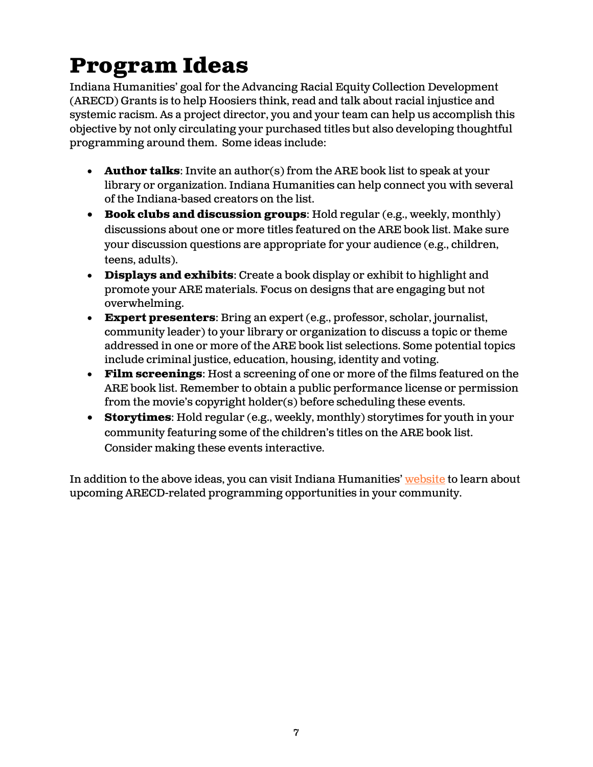# Program Ideas

Indiana Humanities' goal for the Advancing Racial Equity Collection Development (ARECD) Grants is to help Hoosiers think, read and talk about racial injustice and systemic racism. As a project director, you and your team can help us accomplish this objective by not only circulating your purchased titles but also developing thoughtful programming around them. Some ideas include:

- **Author talks**: Invite an author(s) from the ARE book list to speak at your library or organization. Indiana Humanities can help connect you with several of the Indiana-based creators on the list.
- **Book clubs and discussion groups**: Hold regular (e.g., weekly, monthly) discussions about one or more titles featured on the ARE book list. Make sure your discussion questions are appropriate for your audience (e.g., children, teens, adults).
- **Displays and exhibits**: Create a book display or exhibit to highlight and promote your ARE materials. Focus on designs that are engaging but not overwhelming.
- **Expert presenters**: Bring an expert (e.g., professor, scholar, journalist, community leader) to your library or organization to discuss a topic or theme addressed in one or more of the ARE book list selections. Some potential topics include criminal justice, education, housing, identity and voting.
- **Film screenings**: Host a screening of one or more of the films featured on the ARE book list. Remember to obtain a public performance license or permission from the movie's copyright holder(s) before scheduling these events.
- **Storytimes**: Hold regular (e.g., weekly, monthly) storytimes for youth in your community featuring some of the children's titles on the ARE book list. Consider making these events interactive.

In addition to the above ideas, you can visit Indiana Humanities' website to learn about upcoming ARECD-related programming opportunities in your community.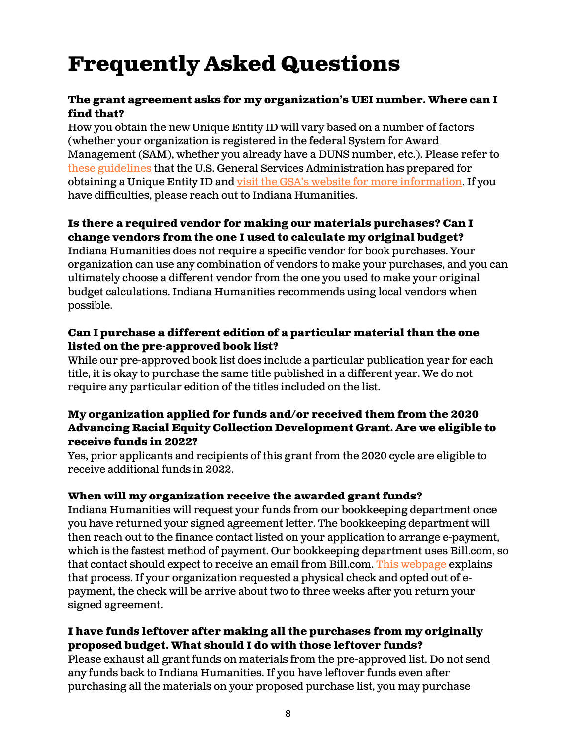# Frequently Asked Questions

**The grant agreement asks for my organization's UEI number. Where can I find that?**

How you obtain the new Unique Entity ID will vary based on a number of factors (whether your organization is registered in the federal System for Award Management (SAM), whether you already have a DUNS number, etc.). Please refer to these guidelines that the U.S. General Services Administration has prepared for obtaining a Unique Entity ID and visit the GSA's website for more information. If you have difficulties, please reach out to Indiana Humanities.

**Is there a required vendor for making our materials purchases? Can I change vendors from the one I used to calculate my original budget?**

Indiana Humanities does not require a specific vendor for book purchases. Your organization can use any combination of vendors to make your purchases, and you can ultimately choose a different vendor from the one you used to make your original budget calculations. Indiana Humanities recommends using local vendors when possible.

**Can I purchase a different edition of a particular material than the one listed on the pre-approved book list?**

While our pre-approved book list does include a particular publication year for each title, it is okay to purchase the same title published in a different year. We do not require any particular edition of the titles included on the list.

**My organization applied for funds and/or received them from the 2020 Advancing Racial Equity Collection Development Grant. Are we eligible to receive funds in 2022?**

Yes, prior applicants and recipients of this grant from the 2020 cycle are eligible to receive additional funds in 2022.

**When will my organization receive the awarded grant funds?**

Indiana Humanities will request your funds from our bookkeeping department once you have returned your signed agreement letter. The bookkeeping department will then reach out to the finance contact listed on your application to arrange e-payment, which is the fastest method of payment. Our bookkeeping department uses Bill.com, so that contact should expect to receive an email from Bill.com. This webpage explains that process. If your organization requested a physical check and opted out of e-payment, the check will be arrive about two to three weeks after you return your signed agreement.

**I have funds leftover after making all the purchases from my originally proposed budget. What should I do with those leftover funds?**

Please exhaust all grant funds on materials from the pre-approved list. Do not send any funds back to Indiana Humanities. If you have leftover funds even after purchasing all the materials on your proposed purchase list, you may purchase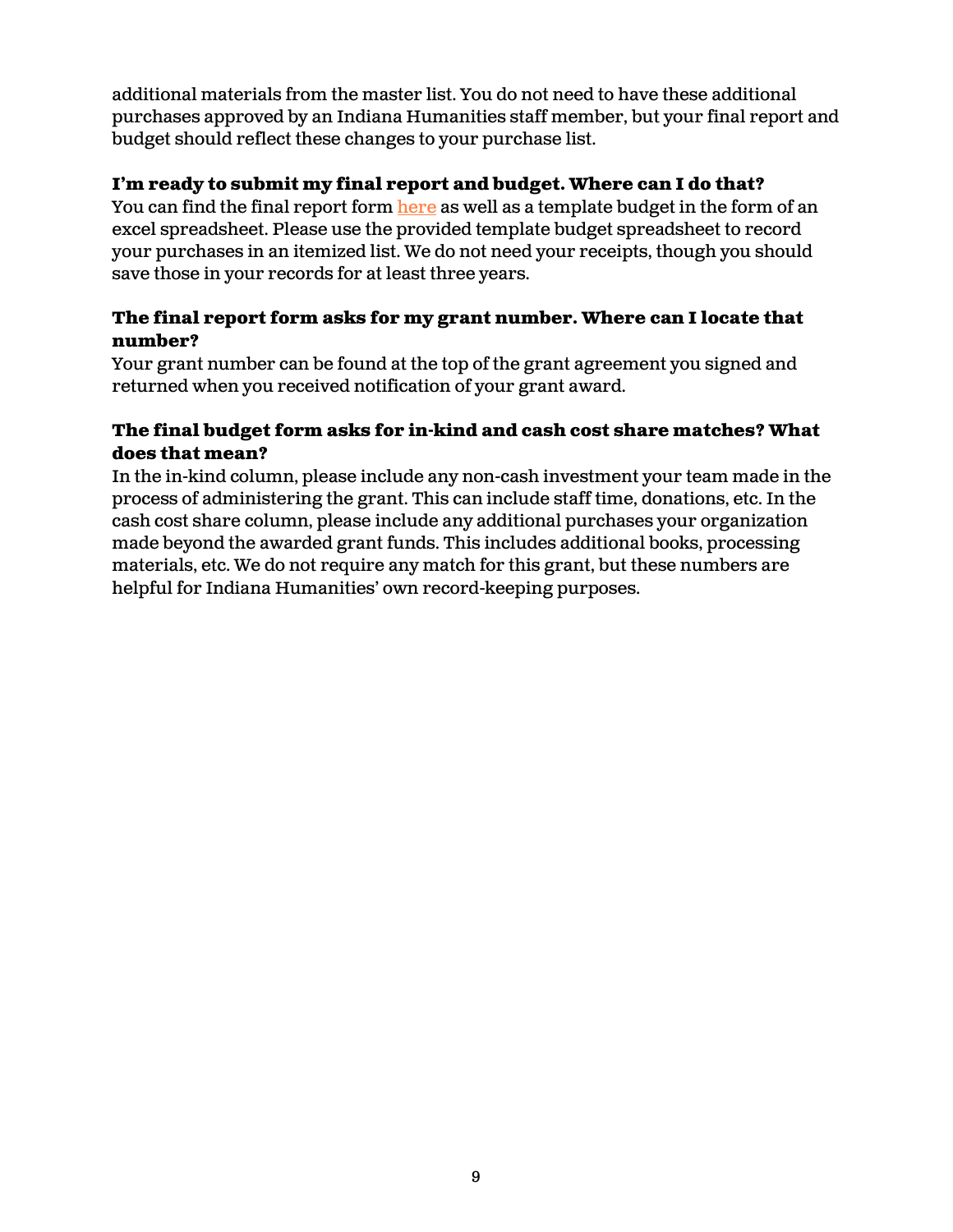additional materials from the master list. You do not need to have these additional purchases approved by an Indiana Humanities staff member, but your final report and budget should reflect these changes to your purchase list.

**I'm ready to submit my final report and budget. Where can I do that?**

You can find the final report form here as well as a template budget in the form of an excel spreadsheet. Please use the provided template budget spreadsheet to record your purchases in an itemized list. We do not need your receipts, though you should save those in your records for at least three years.

**The final report form asks for my grant number. Where can I locate that number?**

Your grant number can be found at the top of the grant agreement you signed and returned when you received notification of your grant award.

**The final budget form asks for in-kind and cash cost share matches? What does that mean?**

In the in-kind column, please include any non-cash investment your team made in the process of administering the grant. This can include staff time, donations, etc. In the cash cost share column, please include any additional purchases your organization made beyond the awarded grant funds. This includes additional books, processing materials, etc. We do not require any match for this grant, but these numbers are helpful for Indiana Humanities' own record-keeping purposes.